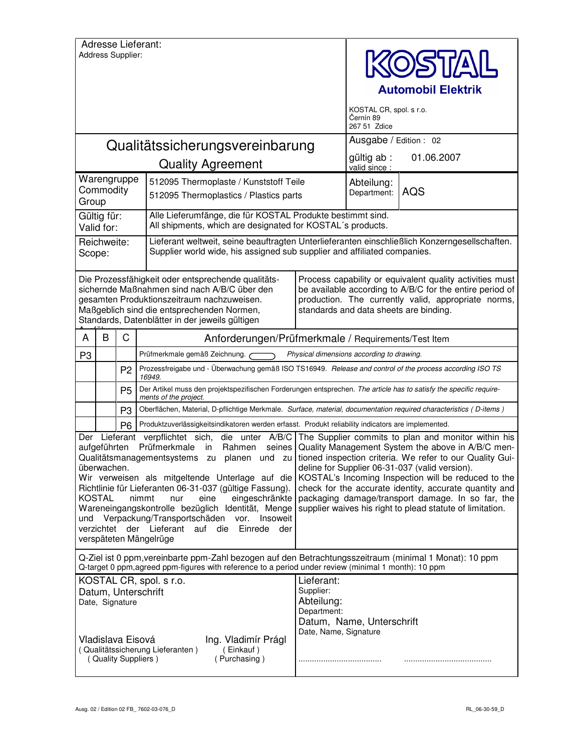Adresse Lieferant:
Address Supplier:

**KOSTAL**
**Automobil Elektrik**

KOSTAL CR, spol. s r.o.
Černín 89
267 51 Zdice

# Qualitätssicherungsvereinbarung
## Quality Agreement

Ausgabe / Edition : 02

gültig ab : 01.06.2007
valid since :

| | | |
|---|---|---|
| Warengruppe Commodity Group | 512095 Thermoplaste / Kunststoff Teile<br>512095 Thermoplastics / Plastics parts | Abteilung: Department: AQS |
| Gültig für: Valid for: | Alle Lieferumfänge, die für KOSTAL Produkte bestimmt sind.<br>All shipments, which are designated for KOSTAL´s products. | |
| Reichweite: Scope: | Lieferant weltweit, seine beauftragten Unterlieferanten einschließlich Konzerngesellschaften.<br>Supplier world wide, his assigned sub supplier and affiliated companies. | |

Die Prozessfähigkeit oder entsprechende qualitätssichernde Maßnahmen sind nach A/B/C über den gesamten Produktionszeitraum nachzuweisen. Maßgeblich sind die entsprechenden Normen, Standards, Datenblätter in der jeweils gültigen Ausführung.

Process capability or equivalent quality activities must be available according to A/B/C for the entire period of production. The currently valid, appropriate norms, standards and data sheets are binding.

| A | B | C | Anforderungen/Prüfmerkmale / Requirements/Test Item |
|---|---|---|---|
| P3 | | | Prüfmerkmale gemäß Zeichnung. ⬭ *Physical dimensions according to drawing.* |
| | | P2 | Prozessfreigabe und - Überwachung gemäß ISO TS16949. *Release and control of the process according ISO TS 16949.* |
| | | P5 | Der Artikel muss den projektspezifischen Forderungen entsprechen. *The article has to satisfy the specific requirements of the project.* |
| | | P3 | Oberflächen, Material, D-pflichtige Merkmale. *Surface, material, documentation required characteristics ( D-items )* |
| | | P6 | Produktzuverlässigkeitsindikatoren werden erfasst. *Produkt reliability indicators are implemented.* |

Der Lieferant verpflichtet sich, die unter A/B/C aufgeführten Prüfmerkmale im Rahmen seines Qualitätsmanagementsystems zu planen und zu überwachen.
Wir verweisen als mitgeltende Unterlage auf die Richtlinie für Lieferanten 06-31-037 (gültige Fassung).
KOSTAL nimmt nur eine eingeschränkte Wareneingangskontrolle bezüglich Identität, Menge und Verpackung/Transportschäden vor. Insoweit verzichtet der Lieferant auf die Einrede der verspäteten Mängelrüge

The Supplier commits to plan and monitor within his Quality Management System the above in A/B/C mentioned inspection criteria. We refer to our Quality Guideline for Supplier 06-31-037 (valid version).
KOSTAL's Incoming Inspection will be reduced to the check for the accurate identity, accurate quantity and packaging damage/transport damage. In so far, the supplier waives his right to plead statute of limitation.

Q-Ziel ist 0 ppm,vereinbarte ppm-Zahl bezogen auf den Betrachtungsszeitraum (minimal 1 Monat): 10 ppm
Q-target 0 ppm,agreed ppm-figures with reference to a period under review (minimal 1 month): 10 ppm

| KOSTAL CR, spol. s r.o. | Lieferant: |
|---|---|
| Datum, Unterschrift<br>Date, Signature | Supplier:<br>Abteilung:<br>Department:<br>Datum, Name, Unterschrift<br>Date, Name, Signature |
| Vladislava Eisová ( Qualitätssicherung Lieferanten ) ( Quality Suppliers )<br>Ing. Vladimír Prágl ( Einkauf ) ( Purchasing ) | .................................... ...................................... |

Ausg. 02 / Edition 02 FB_ 7602-03-076_D

RL_06-30-59_D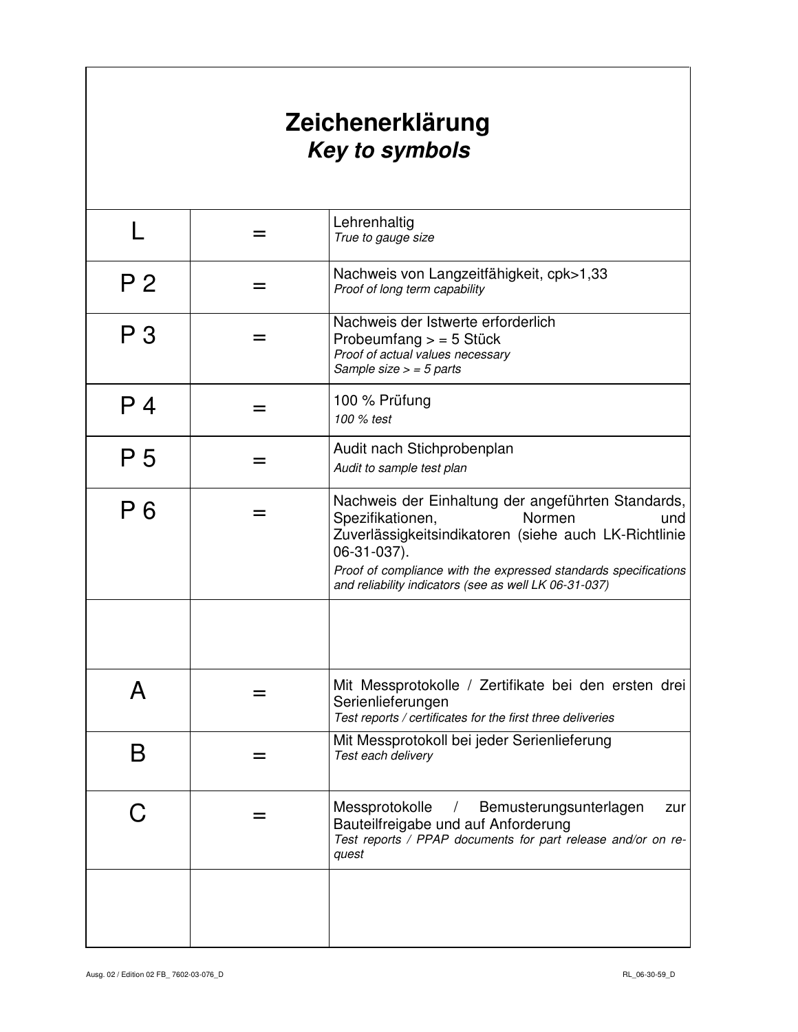# Zeichenerklärung

## *Key to symbols*

| | | |
|---|---|---|
| L | = | Lehrenhaltig<br>*True to gauge size* |
| P 2 | = | Nachweis von Langzeitfähigkeit, cpk>1,33<br>*Proof of long term capability* |
| P 3 | = | Nachweis der Istwerte erforderlich<br>Probeumfang > = 5 Stück<br>*Proof of actual values necessary*<br>*Sample size > = 5 parts* |
| P 4 | = | 100 % Prüfung<br>*100 % test* |
| P 5 | = | Audit nach Stichprobenplan<br>*Audit to sample test plan* |
| P 6 | = | Nachweis der Einhaltung der angeführten Standards, Spezifikationen, Normen und Zuverlässigkeitsindikatoren (siehe auch LK-Richtlinie 06-31-037).<br>*Proof of compliance with the expressed standards specifications and reliability indicators (see as well LK 06-31-037)* |
| | | |
| A | = | Mit Messprotokolle / Zertifikate bei den ersten drei Serienlieferungen<br>*Test reports / certificates for the first three deliveries* |
| B | = | Mit Messprotokoll bei jeder Serienlieferung<br>*Test each delivery* |
| C | = | Messprotokolle / Bemusterungsunterlagen zur Bauteilfreigabe und auf Anforderung<br>*Test reports / PPAP documents for part release and/or on request* |
| | | |

Ausg. 02 / Edition 02 FB_ 7602-03-076_D

RL_06-30-59_D